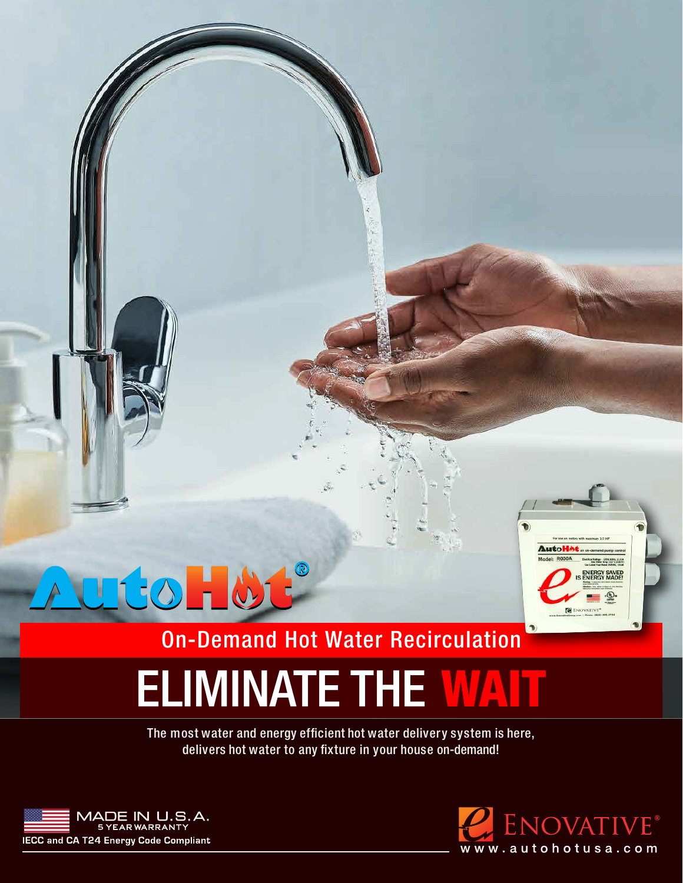# AutoHot®

## On-Demand Hot Water Recirculation

# ELIMINATE THE WAIT

The most water and energy efficient hot water delivery system is here, delivers hot water to any fixture in your house on-demand!

MADE IN U.S.A.
5 YEAR WARRANTY
IECC and CA T24 Energy Code Compliant

ENOVATIVE®
www.autohotusa.com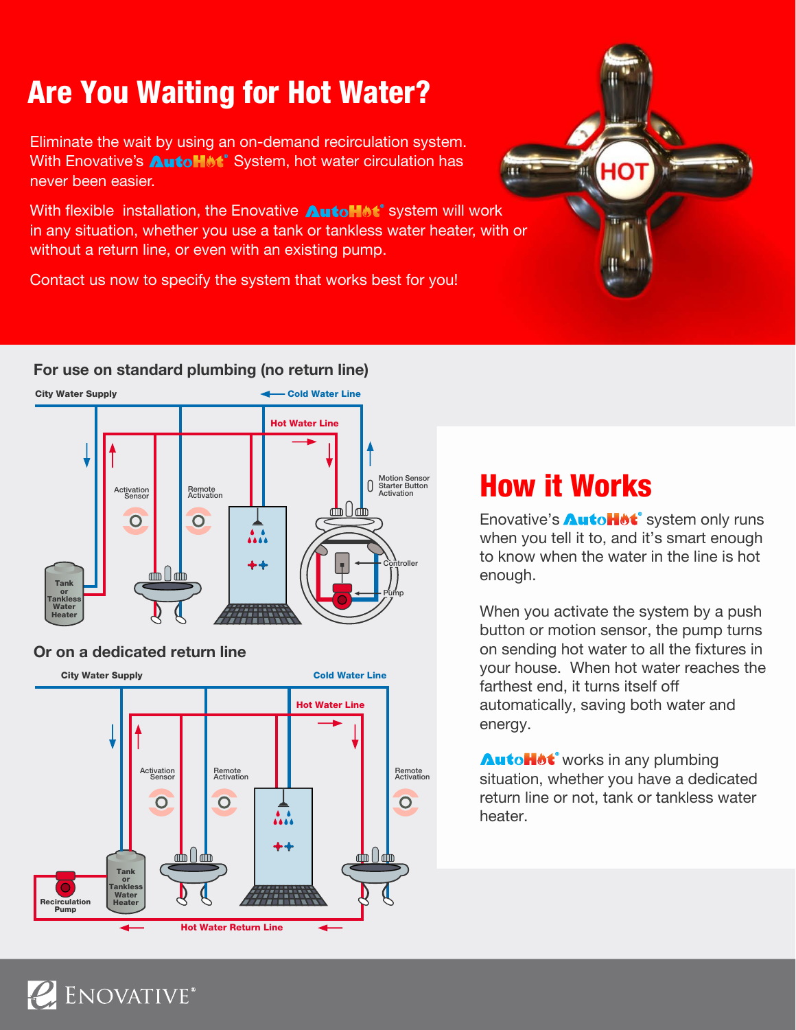# Are You Waiting for Hot Water?

Eliminate the wait by using an on-demand recirculation system. With Enovative's AutoHot® System, hot water circulation has never been easier.

With flexible installation, the Enovative AutoHot® system will work in any situation, whether you use a tank or tankless water heater, with or without a return line, or even with an existing pump.

Contact us now to specify the system that works best for you!

### For use on standard plumbing (no return line)

City Water Supply

Cold Water Line

Hot Water Line

Activation Sensor

Remote Activation

Motion Sensor Starter Button Activation

Controller

Pump

Tank or Tankless Water Heater

### Or on a dedicated return line

City Water Supply

Cold Water Line

Hot Water Line

Activation Sensor

Remote Activation

Remote Activation

Recirculation Pump

Tank or Tankless Water Heater

Hot Water Return Line

## How it Works

Enovative's AutoHot® system only runs when you tell it to, and it's smart enough to know when the water in the line is hot enough.

When you activate the system by a push button or motion sensor, the pump turns on sending hot water to all the fixtures in your house. When hot water reaches the farthest end, it turns itself off automatically, saving both water and energy.

AutoHot® works in any plumbing situation, whether you have a dedicated return line or not, tank or tankless water heater.

ENOVATIVE®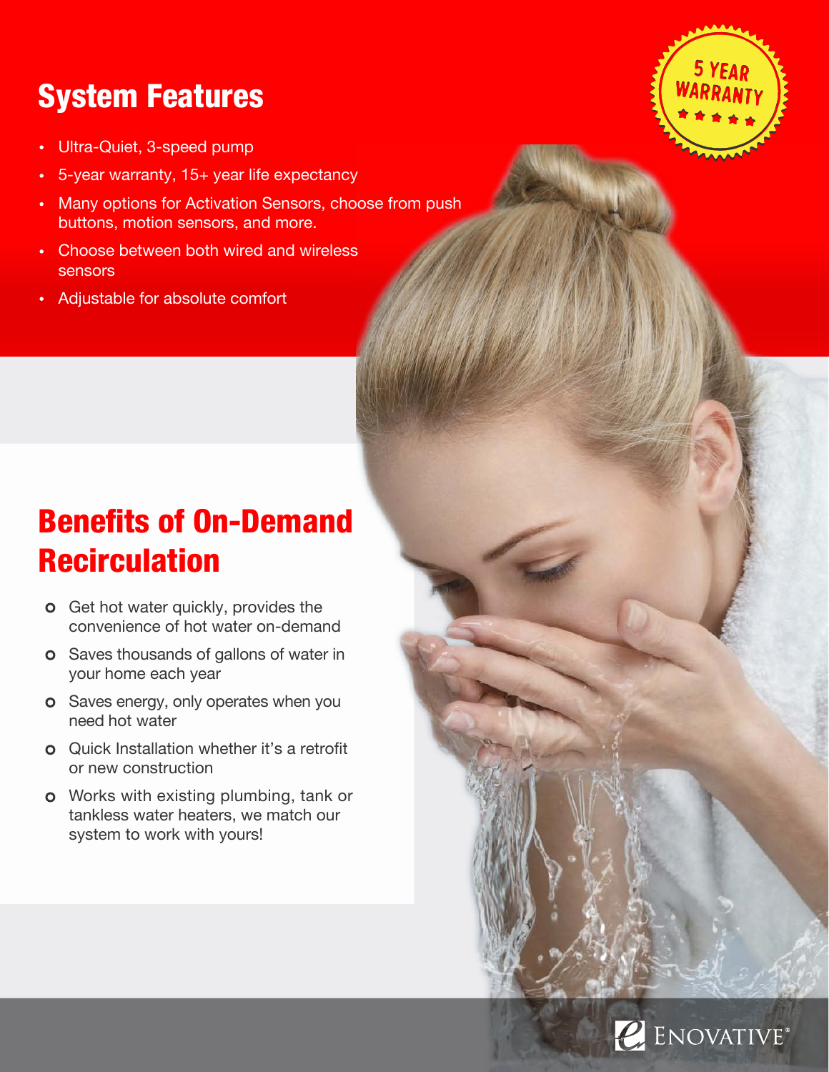## System Features

- Ultra-Quiet, 3-speed pump
- 5-year warranty, 15+ year life expectancy
- Many options for Activation Sensors, choose from push buttons, motion sensors, and more.
- Choose between both wired and wireless sensors
- Adjustable for absolute comfort

5 YEAR WARRANTY

## Benefits of On-Demand Recirculation

- Get hot water quickly, provides the convenience of hot water on-demand
- Saves thousands of gallons of water in your home each year
- Saves energy, only operates when you need hot water
- Quick Installation whether it's a retrofit or new construction
- Works with existing plumbing, tank or tankless water heaters, we match our system to work with yours!

ENOVATIVE®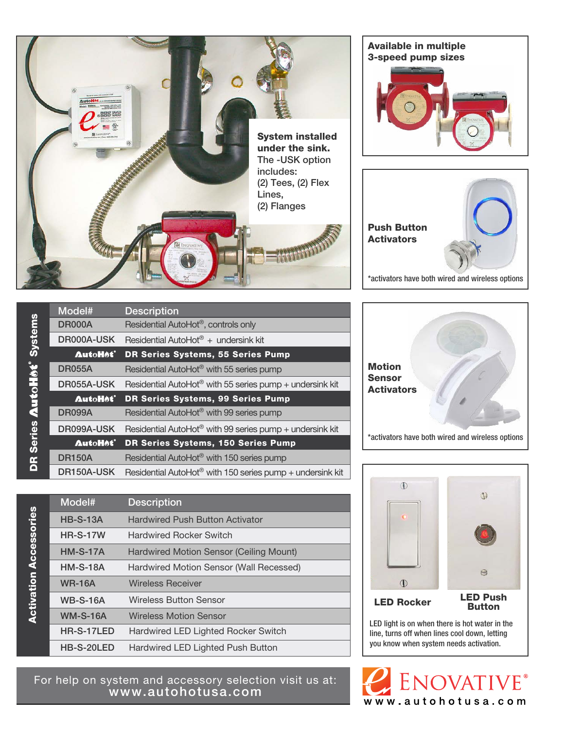**System installed under the sink.** The -USK option includes: (2) Tees, (2) Flex Lines, (2) Flanges

**Available in multiple 3-speed pump sizes**

**Push Button Activators**

*activators have both wired and wireless options

**Motion Sensor Activators**

*activators have both wired and wireless options

## DR Series AutoHot® Systems

| Model# | Description |
|---|---|
| DR000A | Residential AutoHot®, controls only |
| DR000A-USK | Residential AutoHot® + undersink kit |
| **AutoHot®** | **DR Series Systems, 55 Series Pump** |
| DR055A | Residential AutoHot® with 55 series pump |
| DR055A-USK | Residential AutoHot® with 55 series pump + undersink kit |
| **AutoHot®** | **DR Series Systems, 99 Series Pump** |
| DR099A | Residential AutoHot® with 99 series pump |
| DR099A-USK | Residential AutoHot® with 99 series pump + undersink kit |
| **AutoHot®** | **DR Series Systems, 150 Series Pump** |
| DR150A | Residential AutoHot® with 150 series pump |
| DR150A-USK | Residential AutoHot® with 150 series pump + undersink kit |

## Activation Accessories

| Model# | Description |
|---|---|
| HB-S-13A | Hardwired Push Button Activator |
| HR-S-17W | Hardwired Rocker Switch |
| HM-S-17A | Hardwired Motion Sensor (Ceiling Mount) |
| HM-S-18A | Hardwired Motion Sensor (Wall Recessed) |
| WR-16A | Wireless Receiver |
| WB-S-16A | Wireless Button Sensor |
| WM-S-16A | Wireless Motion Sensor |
| HR-S-17LED | Hardwired LED Lighted Rocker Switch |
| HB-S-20LED | Hardwired LED Lighted Push Button |

**LED Rocker** **LED Push Button**

LED light is on when there is hot water in the line, turns off when lines cool down, letting you know when system needs activation.

For help on system and accessory selection visit us at: www.autohotusa.com

ENOVATIVE®
www.autohotusa.com